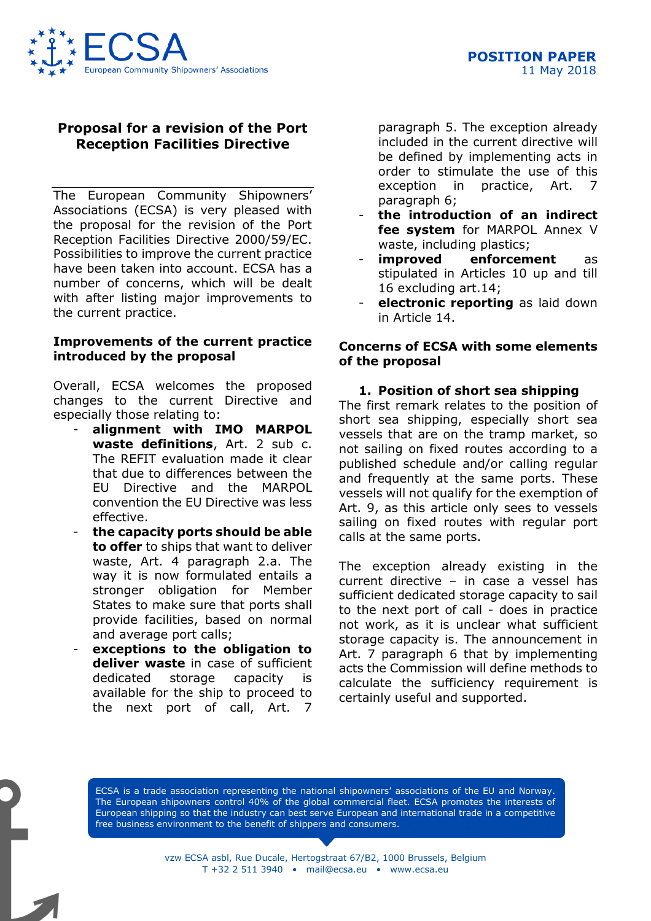**POSITION PAPER**
11 May 2018

# Proposal for a revision of the Port Reception Facilities Directive

The European Community Shipowners' Associations (ECSA) is very pleased with the proposal for the revision of the Port Reception Facilities Directive 2000/59/EC. Possibilities to improve the current practice have been taken into account. ECSA has a number of concerns, which will be dealt with after listing major improvements to the current practice.

## Improvements of the current practice introduced by the proposal

Overall, ECSA welcomes the proposed changes to the current Directive and especially those relating to:

- **alignment with IMO MARPOL waste definitions**, Art. 2 sub c. The REFIT evaluation made it clear that due to differences between the EU Directive and the MARPOL convention the EU Directive was less effective.
- **the capacity ports should be able to offer** to ships that want to deliver waste, Art. 4 paragraph 2.a. The way it is now formulated entails a stronger obligation for Member States to make sure that ports shall provide facilities, based on normal and average port calls;
- **exceptions to the obligation to deliver waste** in case of sufficient dedicated storage capacity is available for the ship to proceed to the next port of call, Art. 7 paragraph 5. The exception already included in the current directive will be defined by implementing acts in order to stimulate the use of this exception in practice, Art. 7 paragraph 6;
- **the introduction of an indirect fee system** for MARPOL Annex V waste, including plastics;
- **improved enforcement** as stipulated in Articles 10 up and till 16 excluding art.14;
- **electronic reporting** as laid down in Article 14.

## Concerns of ECSA with some elements of the proposal

### 1. Position of short sea shipping

The first remark relates to the position of short sea shipping, especially short sea vessels that are on the tramp market, so not sailing on fixed routes according to a published schedule and/or calling regular and frequently at the same ports. These vessels will not qualify for the exemption of Art. 9, as this article only sees to vessels sailing on fixed routes with regular port calls at the same ports.

The exception already existing in the current directive – in case a vessel has sufficient dedicated storage capacity to sail to the next port of call - does in practice not work, as it is unclear what sufficient storage capacity is. The announcement in Art. 7 paragraph 6 that by implementing acts the Commission will define methods to calculate the sufficiency requirement is certainly useful and supported.

ECSA is a trade association representing the national shipowners' associations of the EU and Norway. The European shipowners control 40% of the global commercial fleet. ECSA promotes the interests of European shipping so that the industry can best serve European and international trade in a competitive free business environment to the benefit of shippers and consumers.

vzw ECSA asbl, Rue Ducale, Hertogstraat 67/B2, 1000 Brussels, Belgium
T +32 2 511 3940 • mail@ecsa.eu • www.ecsa.eu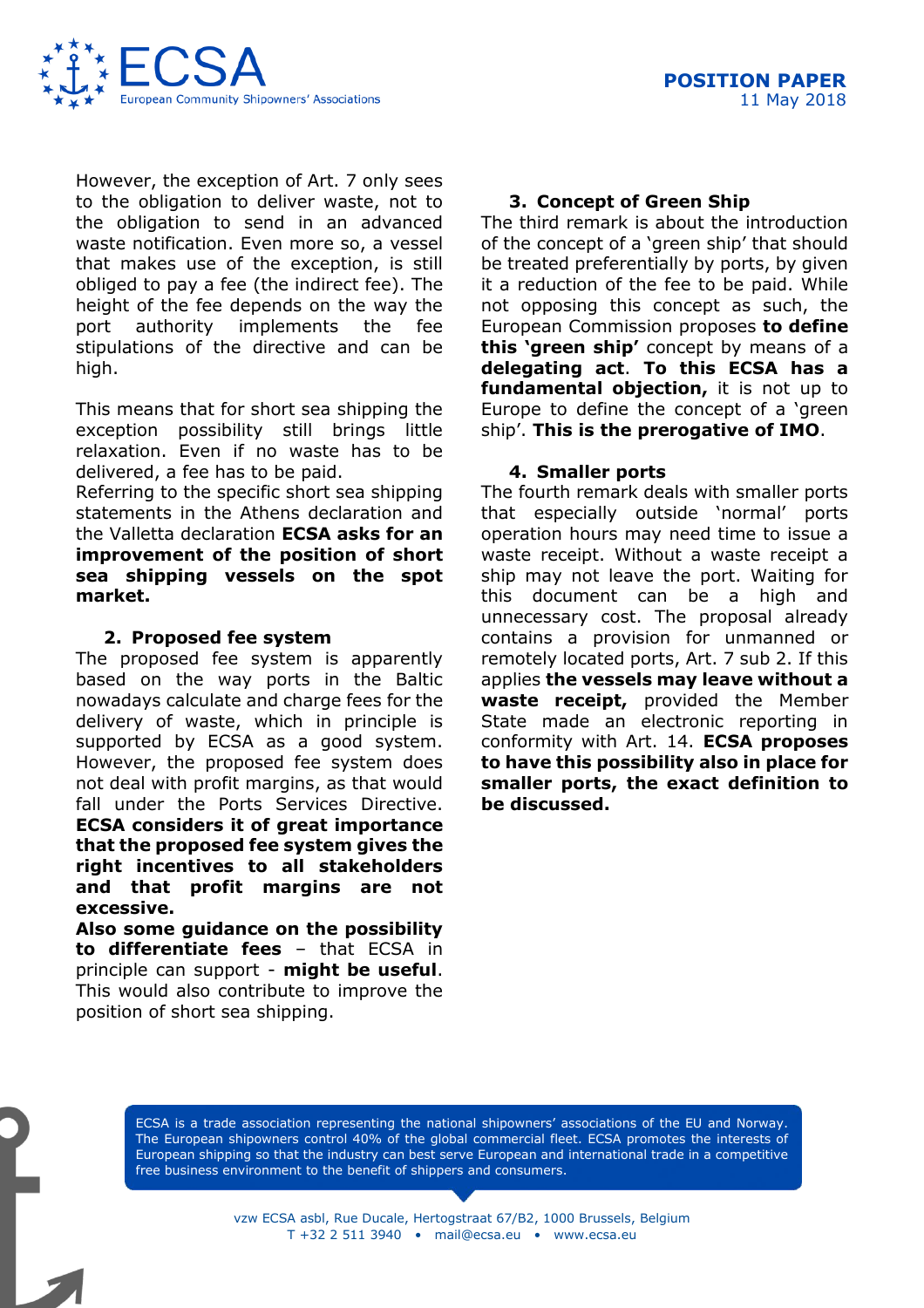However, the exception of Art. 7 only sees to the obligation to deliver waste, not to the obligation to send in an advanced waste notification. Even more so, a vessel that makes use of the exception, is still obliged to pay a fee (the indirect fee). The height of the fee depends on the way the port authority implements the fee stipulations of the directive and can be high.

This means that for short sea shipping the exception possibility still brings little relaxation. Even if no waste has to be delivered, a fee has to be paid.
Referring to the specific short sea shipping statements in the Athens declaration and the Valletta declaration **ECSA asks for an improvement of the position of short sea shipping vessels on the spot market.**

## 2. Proposed fee system

The proposed fee system is apparently based on the way ports in the Baltic nowadays calculate and charge fees for the delivery of waste, which in principle is supported by ECSA as a good system. However, the proposed fee system does not deal with profit margins, as that would fall under the Ports Services Directive. **ECSA considers it of great importance that the proposed fee system gives the right incentives to all stakeholders and that profit margins are not excessive.**
**Also some guidance on the possibility to differentiate fees** – that ECSA in principle can support - **might be useful**. This would also contribute to improve the position of short sea shipping.

## 3. Concept of Green Ship

The third remark is about the introduction of the concept of a 'green ship' that should be treated preferentially by ports, by given it a reduction of the fee to be paid. While not opposing this concept as such, the European Commission proposes **to define this 'green ship'** concept by means of a **delegating act**. **To this ECSA has a fundamental objection,** it is not up to Europe to define the concept of a 'green ship'. **This is the prerogative of IMO**.

## 4. Smaller ports

The fourth remark deals with smaller ports that especially outside 'normal' ports operation hours may need time to issue a waste receipt. Without a waste receipt a ship may not leave the port. Waiting for this document can be a high and unnecessary cost. The proposal already contains a provision for unmanned or remotely located ports, Art. 7 sub 2. If this applies **the vessels may leave without a waste receipt,** provided the Member State made an electronic reporting in conformity with Art. 14. **ECSA proposes to have this possibility also in place for smaller ports, the exact definition to be discussed.**

ECSA is a trade association representing the national shipowners' associations of the EU and Norway. The European shipowners control 40% of the global commercial fleet. ECSA promotes the interests of European shipping so that the industry can best serve European and international trade in a competitive free business environment to the benefit of shippers and consumers.

vzw ECSA asbl, Rue Ducale, Hertogstraat 67/B2, 1000 Brussels, Belgium
T +32 2 511 3940 • mail@ecsa.eu • www.ecsa.eu